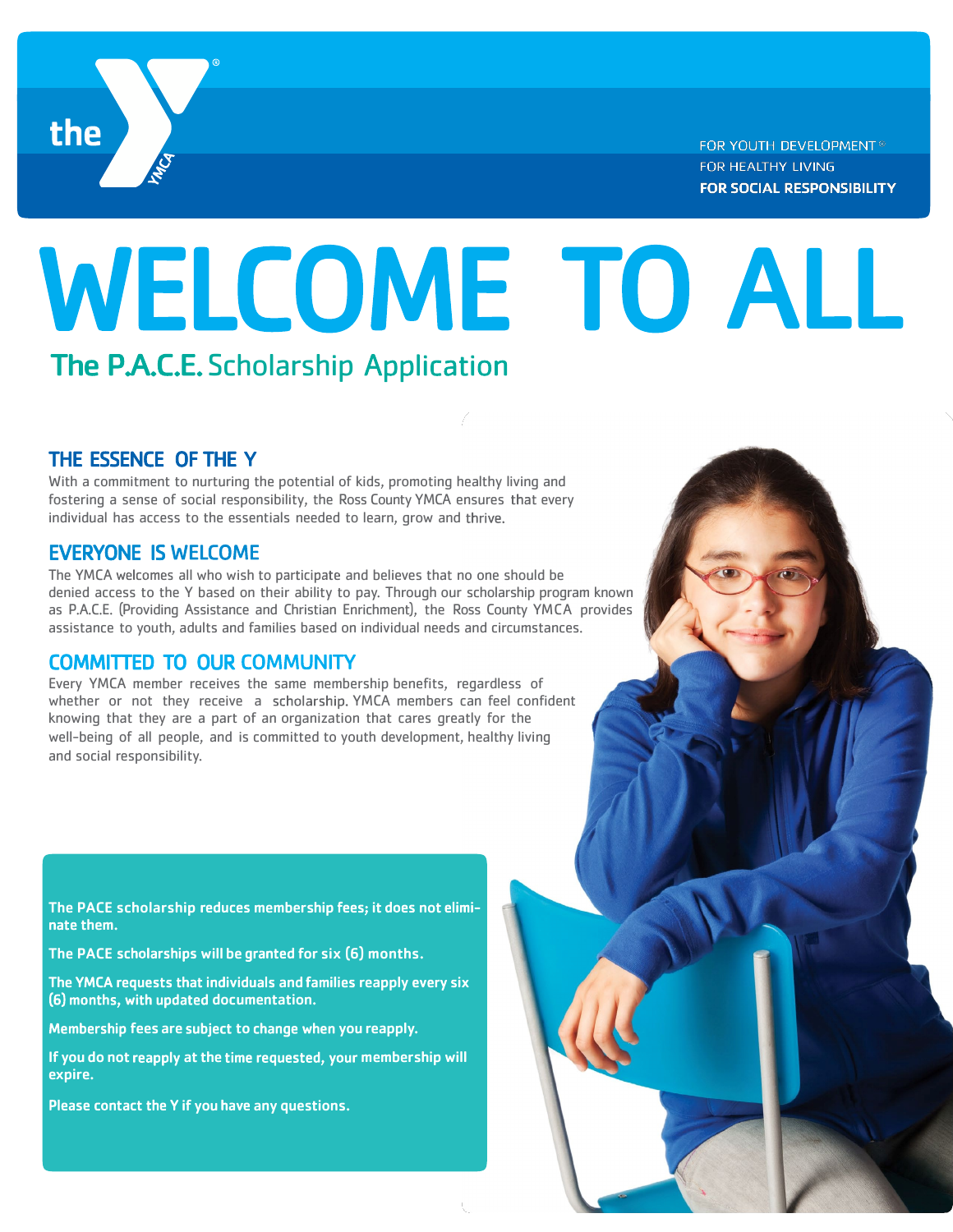the YMCA

FOR YOUTH DEVELOPMENT®
FOR HEALTHY LIVING
**FOR SOCIAL RESPONSIBILITY**

# WELCOME TO ALL

## The P.A.C.E. Scholarship Application

### THE ESSENCE OF THE Y

With a commitment to nurturing the potential of kids, promoting healthy living and fostering a sense of social responsibility, the Ross County YMCA ensures that every individual has access to the essentials needed to learn, grow and thrive.

### EVERYONE IS WELCOME

The YMCA welcomes all who wish to participate and believes that no one should be denied access to the Y based on their ability to pay. Through our scholarship program known as P.A.C.E. (Providing Assistance and Christian Enrichment), the Ross County YMCA provides assistance to youth, adults and families based on individual needs and circumstances.

### COMMITTED TO OUR COMMUNITY

Every YMCA member receives the same membership benefits, regardless of whether or not they receive a scholarship. YMCA members can feel confident knowing that they are a part of an organization that cares greatly for the well-being of all people, and is committed to youth development, healthy living and social responsibility.

**The PACE scholarship reduces membership fees; it does not eliminate them.**

**The PACE scholarships will be granted for six (6) months.**

**The YMCA requests that individuals and families reapply every six (6) months, with updated documentation.**

**Membership fees are subject to change when you reapply.**

**If you do not reapply at the time requested, your membership will expire.**

**Please contact the Y if you have any questions.**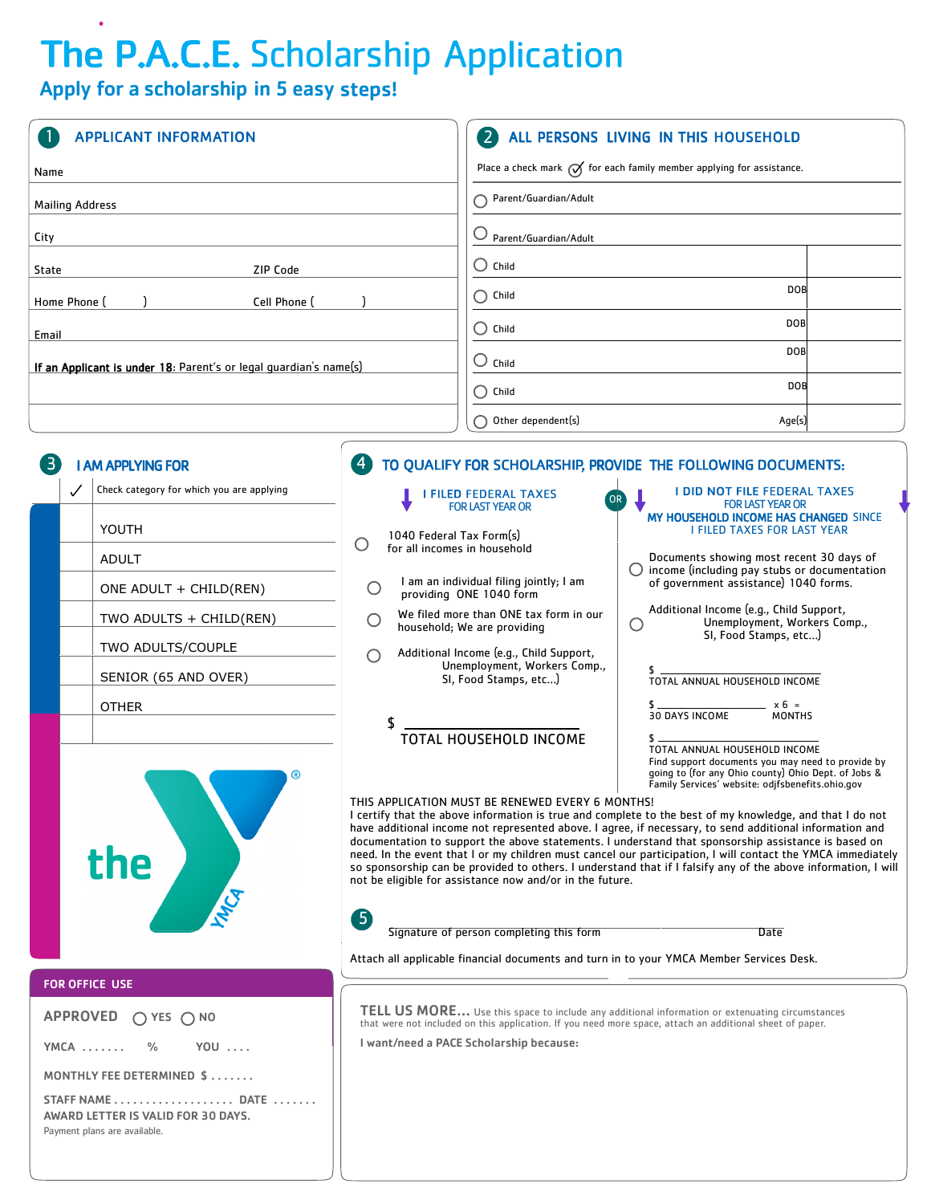# The P.A.C.E. Scholarship Application

## Apply for a scholarship in 5 easy steps!

## 1 APPLICANT INFORMATION

Name

Mailing Address

City

State ZIP Code

Home Phone ( ) Cell Phone ( )

Email

**If an Applicant is under 18:** Parent's or legal guardian's name(s)

## 2 ALL PERSONS LIVING IN THIS HOUSEHOLD

Place a check mark for each family member applying for assistance.

- ○ Parent/Guardian/Adult
- ○ Parent/Guardian/Adult
- ○ Child
- ○ Child DOB
- ○ Child DOB
- ○ Child DOB
- ○ Child DOB
- ○ Other dependent(s) Age(s)

## 3 I AM APPLYING FOR

| ✓ | Check category for which you are applying |
|---|---|
| | YOUTH |
| | ADULT |
| | ONE ADULT + CHILD(REN) |
| | TWO ADULTS + CHILD(REN) |
| | TWO ADULTS/COUPLE |
| | SENIOR (65 AND OVER) |
| | OTHER |
| | |

## 4 TO QUALIFY FOR SCHOLARSHIP, PROVIDE THE FOLLOWING DOCUMENTS:

**I FILED FEDERAL TAXES FOR LAST YEAR OR**

- ○ 1040 Federal Tax Form(s) for all incomes in household
- ○ I am an individual filing jointly; I am providing ONE 1040 form
- ○ We filed more than ONE tax form in our household; We are providing
- ○ Additional Income (e.g., Child Support, Unemployment, Workers Comp., SI, Food Stamps, etc...)

$ ________ TOTAL HOUSEHOLD INCOME

**OR**

**I DID NOT FILE FEDERAL TAXES FOR LAST YEAR OR MY HOUSEHOLD INCOME HAS CHANGED SINCE I FILED TAXES FOR LAST YEAR**

- ○ Documents showing most recent 30 days of income (including pay stubs or documentation of government assistance) 1040 forms.
- ○ Additional Income (e.g., Child Support, Unemployment, Workers Comp., SI, Food Stamps, etc...)

$ ________ TOTAL ANNUAL HOUSEHOLD INCOME

$ ________ 30 DAYS INCOME x 6 = MONTHS

$ ________ TOTAL ANNUAL HOUSEHOLD INCOME

Find support documents you may need to provide by going to (for any Ohio county) Ohio Dept. of Jobs & Family Services' website: odjfsbenefits.ohio.gov

THIS APPLICATION MUST BE RENEWED EVERY 6 MONTHS!

I certify that the above information is true and complete to the best of my knowledge, and that I do not have additional income not represented above. I agree, if necessary, to send additional information and documentation to support the above statements. I understand that sponsorship assistance is based on need. In the event that I or my children must cancel our participation, I will contact the YMCA immediately so sponsorship can be provided to others. I understand that if I falsify any of the above information, I will not be eligible for assistance now and/or in the future.

## 5

Signature of person completing this form Date

Attach all applicable financial documents and turn in to your YMCA Member Services Desk.

## FOR OFFICE USE

APPROVED ○ YES ○ NO

YMCA ....... % YOU ....

MONTHLY FEE DETERMINED $ .......

STAFF NAME ................... DATE .......

AWARD LETTER IS VALID FOR 30 DAYS.

Payment plans are available.

## TELL US MORE...

Use this space to include any additional information or extenuating circumstances that were not included on this application. If you need more space, attach an additional sheet of paper.

I want/need a PACE Scholarship because: